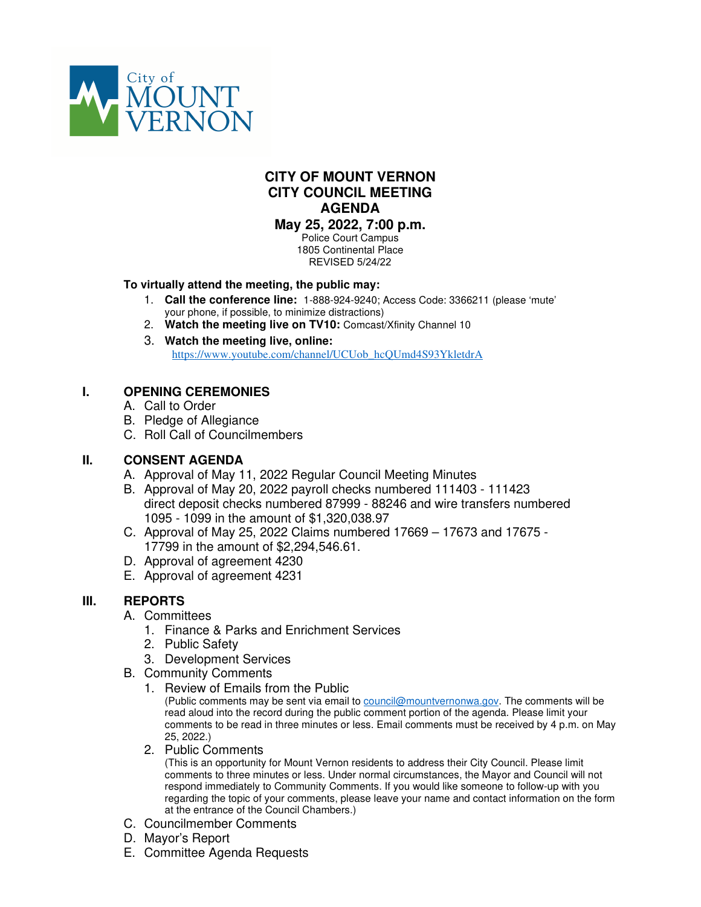City of MOUNT VERNON

# CITY OF MOUNT VERNON
# CITY COUNCIL MEETING
# AGENDA

**May 25, 2022, 7:00 p.m.**

Police Court Campus
1805 Continental Place
REVISED 5/24/22

**To virtually attend the meeting, the public may:**

1. **Call the conference line:** 1-888-924-9240; Access Code: 3366211 (please 'mute' your phone, if possible, to minimize distractions)
2. **Watch the meeting live on TV10:** Comcast/Xfinity Channel 10
3. **Watch the meeting live, online:** https://www.youtube.com/channel/UCUob_hcQUmd4S93YkletdrA

## I. OPENING CEREMONIES

A. Call to Order
B. Pledge of Allegiance
C. Roll Call of Councilmembers

## II. CONSENT AGENDA

A. Approval of May 11, 2022 Regular Council Meeting Minutes
B. Approval of May 20, 2022 payroll checks numbered 111403 - 111423 direct deposit checks numbered 87999 - 88246 and wire transfers numbered 1095 - 1099 in the amount of $1,320,038.97
C. Approval of May 25, 2022 Claims numbered 17669 – 17673 and 17675 - 17799 in the amount of $2,294,546.61.
D. Approval of agreement 4230
E. Approval of agreement 4231

## III. REPORTS

A. Committees
   1. Finance & Parks and Enrichment Services
   2. Public Safety
   3. Development Services
B. Community Comments
   1. Review of Emails from the Public
      (Public comments may be sent via email to council@mountvernonwa.gov. The comments will be read aloud into the record during the public comment portion of the agenda. Please limit your comments to be read in three minutes or less. Email comments must be received by 4 p.m. on May 25, 2022.)
   2. Public Comments
      (This is an opportunity for Mount Vernon residents to address their City Council. Please limit comments to three minutes or less. Under normal circumstances, the Mayor and Council will not respond immediately to Community Comments. If you would like someone to follow-up with you regarding the topic of your comments, please leave your name and contact information on the form at the entrance of the Council Chambers.)
C. Councilmember Comments
D. Mayor's Report
E. Committee Agenda Requests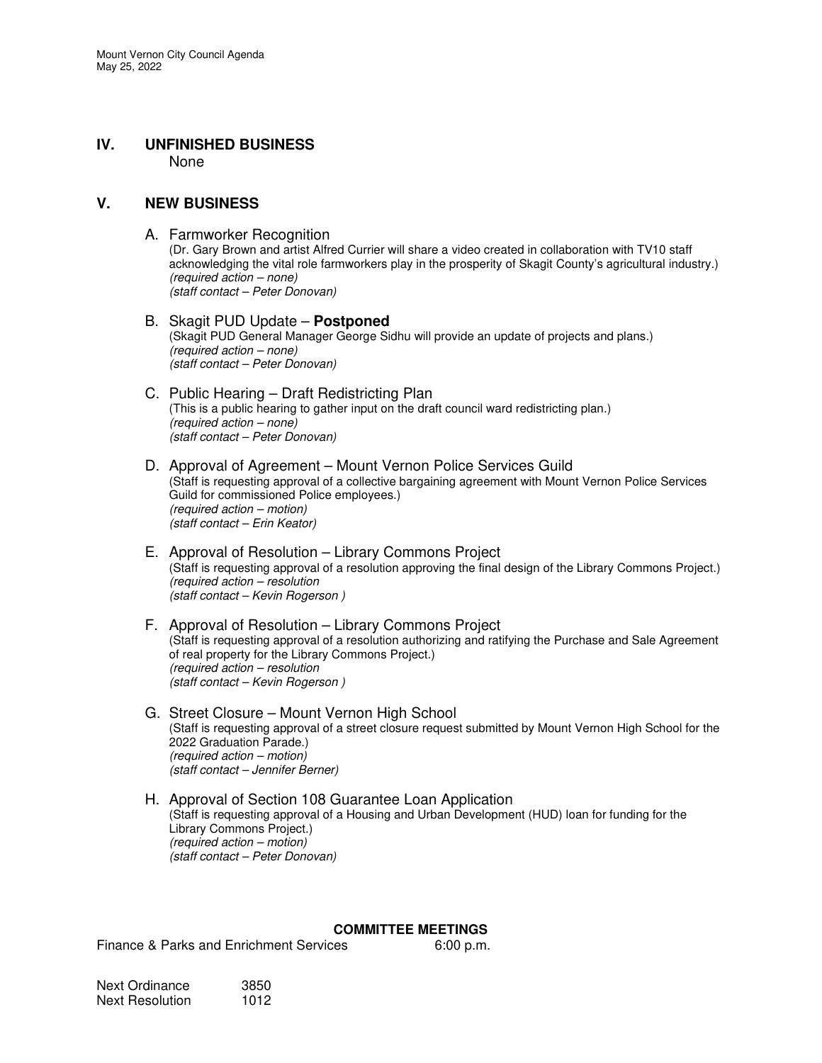## IV. UNFINISHED BUSINESS

None

## V. NEW BUSINESS

A. Farmworker Recognition
(Dr. Gary Brown and artist Alfred Currier will share a video created in collaboration with TV10 staff acknowledging the vital role farmworkers play in the prosperity of Skagit County's agricultural industry.)
*(required action – none)*
*(staff contact – Peter Donovan)*

B. Skagit PUD Update – **Postponed**
(Skagit PUD General Manager George Sidhu will provide an update of projects and plans.)
*(required action – none)*
*(staff contact – Peter Donovan)*

C. Public Hearing – Draft Redistricting Plan
(This is a public hearing to gather input on the draft council ward redistricting plan.)
*(required action – none)*
*(staff contact – Peter Donovan)*

D. Approval of Agreement – Mount Vernon Police Services Guild
(Staff is requesting approval of a collective bargaining agreement with Mount Vernon Police Services Guild for commissioned Police employees.)
*(required action – motion)*
*(staff contact – Erin Keator)*

E. Approval of Resolution – Library Commons Project
(Staff is requesting approval of a resolution approving the final design of the Library Commons Project.)
*(required action – resolution*
*(staff contact – Kevin Rogerson )*

F. Approval of Resolution – Library Commons Project
(Staff is requesting approval of a resolution authorizing and ratifying the Purchase and Sale Agreement of real property for the Library Commons Project.)
*(required action – resolution*
*(staff contact – Kevin Rogerson )*

G. Street Closure – Mount Vernon High School
(Staff is requesting approval of a street closure request submitted by Mount Vernon High School for the 2022 Graduation Parade.)
*(required action – motion)*
*(staff contact – Jennifer Berner)*

H. Approval of Section 108 Guarantee Loan Application
(Staff is requesting approval of a Housing and Urban Development (HUD) loan for funding for the Library Commons Project.)
*(required action – motion)*
*(staff contact – Peter Donovan)*

**COMMITTEE MEETINGS**

Finance & Parks and Enrichment Services 6:00 p.m.

Next Ordinance 3850
Next Resolution 1012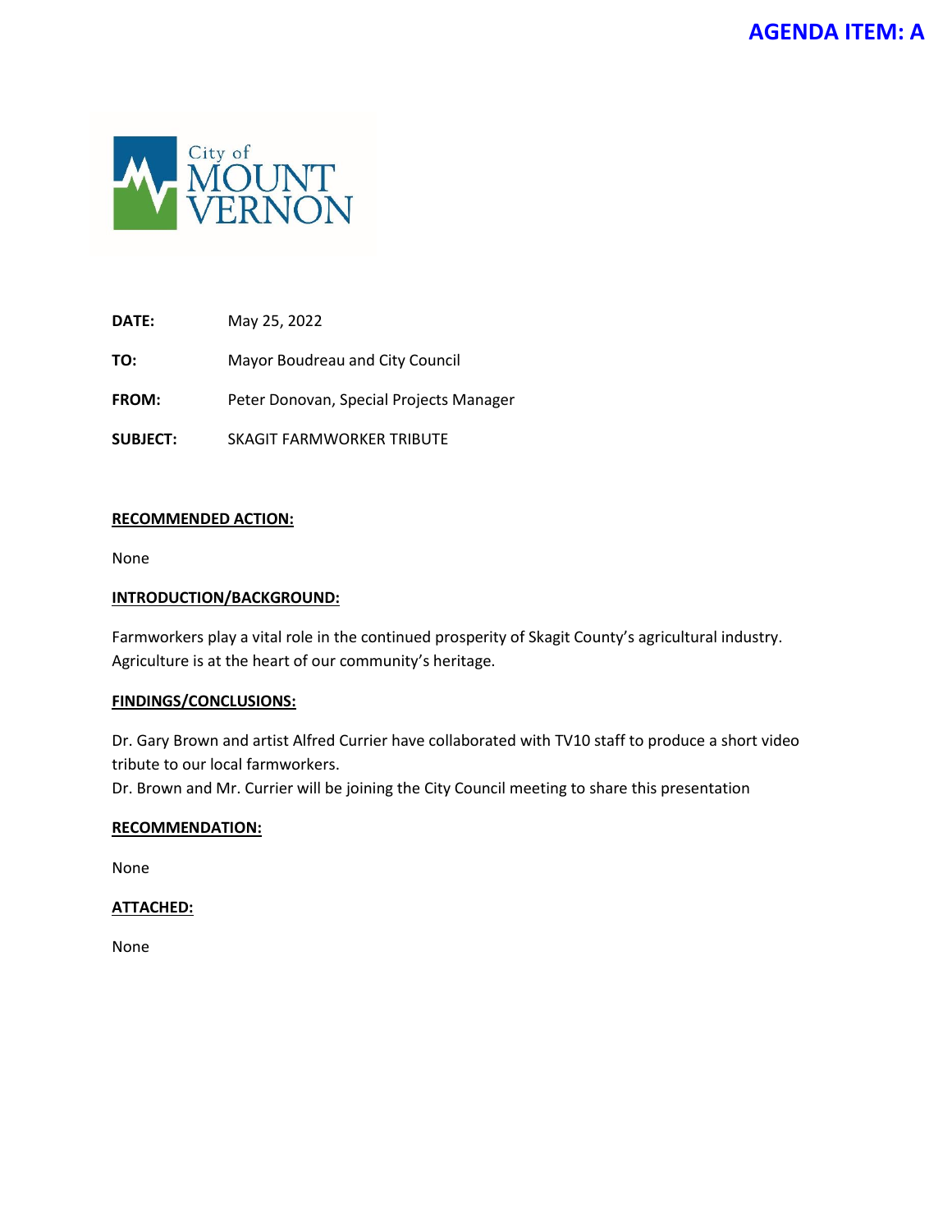**AGENDA ITEM: A**

City of MOUNT VERNON

**DATE:** May 25, 2022

**TO:** Mayor Boudreau and City Council

**FROM:** Peter Donovan, Special Projects Manager

**SUBJECT:** SKAGIT FARMWORKER TRIBUTE

**RECOMMENDED ACTION:**

None

**INTRODUCTION/BACKGROUND:**

Farmworkers play a vital role in the continued prosperity of Skagit County's agricultural industry. Agriculture is at the heart of our community's heritage.

**FINDINGS/CONCLUSIONS:**

Dr. Gary Brown and artist Alfred Currier have collaborated with TV10 staff to produce a short video tribute to our local farmworkers.
Dr. Brown and Mr. Currier will be joining the City Council meeting to share this presentation

**RECOMMENDATION:**

None

**ATTACHED:**

None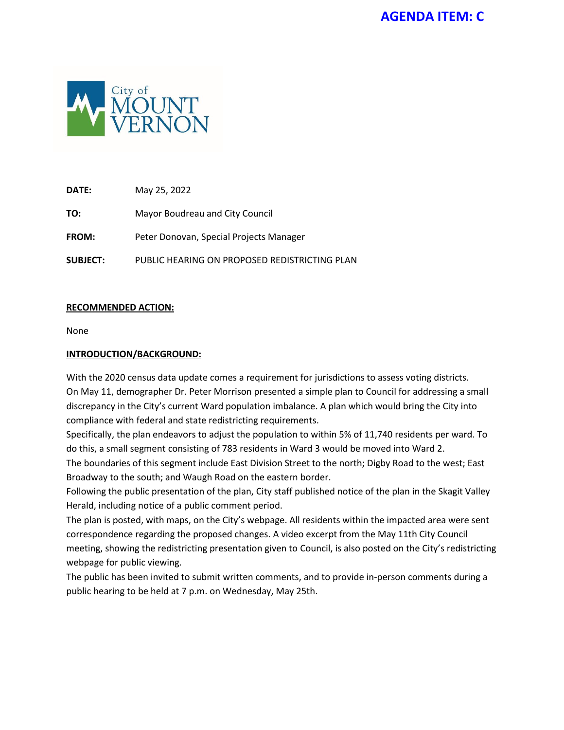**AGENDA ITEM: C**

City of MOUNT VERNON

| | |
|---|---|
| **DATE:** | May 25, 2022 |
| **TO:** | Mayor Boudreau and City Council |
| **FROM:** | Peter Donovan, Special Projects Manager |
| **SUBJECT:** | PUBLIC HEARING ON PROPOSED REDISTRICTING PLAN |

**RECOMMENDED ACTION:**

None

**INTRODUCTION/BACKGROUND:**

With the 2020 census data update comes a requirement for jurisdictions to assess voting districts.
On May 11, demographer Dr. Peter Morrison presented a simple plan to Council for addressing a small discrepancy in the City's current Ward population imbalance. A plan which would bring the City into compliance with federal and state redistricting requirements.

Specifically, the plan endeavors to adjust the population to within 5% of 11,740 residents per ward. To do this, a small segment consisting of 783 residents in Ward 3 would be moved into Ward 2.

The boundaries of this segment include East Division Street to the north; Digby Road to the west; East Broadway to the south; and Waugh Road on the eastern border.

Following the public presentation of the plan, City staff published notice of the plan in the Skagit Valley Herald, including notice of a public comment period.

The plan is posted, with maps, on the City's webpage. All residents within the impacted area were sent correspondence regarding the proposed changes. A video excerpt from the May 11th City Council meeting, showing the redistricting presentation given to Council, is also posted on the City's redistricting webpage for public viewing.

The public has been invited to submit written comments, and to provide in-person comments during a public hearing to be held at 7 p.m. on Wednesday, May 25th.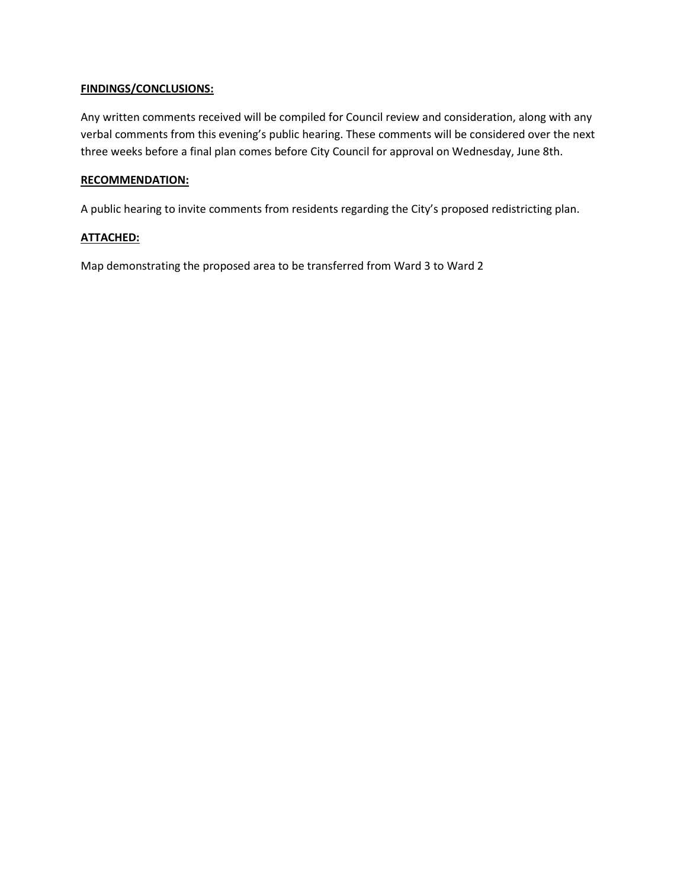**FINDINGS/CONCLUSIONS:**

Any written comments received will be compiled for Council review and consideration, along with any verbal comments from this evening's public hearing. These comments will be considered over the next three weeks before a final plan comes before City Council for approval on Wednesday, June 8th.

**RECOMMENDATION:**

A public hearing to invite comments from residents regarding the City's proposed redistricting plan.

**ATTACHED:**

Map demonstrating the proposed area to be transferred from Ward 3 to Ward 2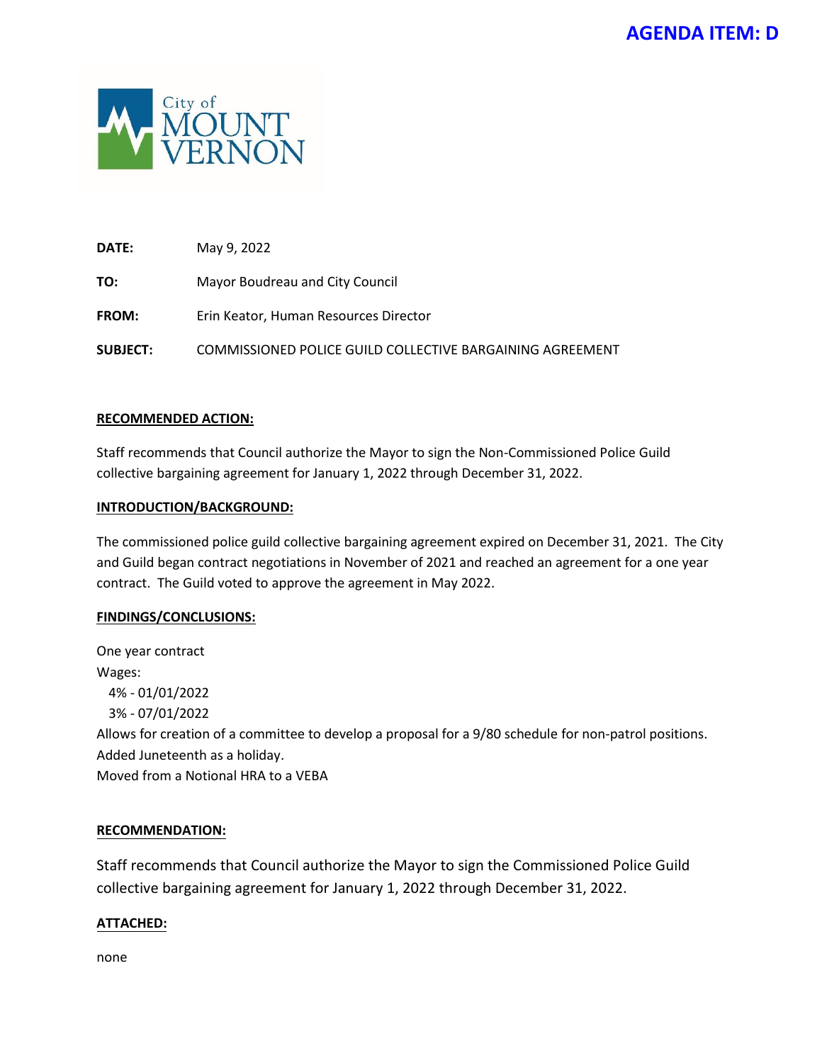**AGENDA ITEM: D**

City of MOUNT VERNON

| | |
|---|---|
| **DATE:** | May 9, 2022 |
| **TO:** | Mayor Boudreau and City Council |
| **FROM:** | Erin Keator, Human Resources Director |
| **SUBJECT:** | COMMISSIONED POLICE GUILD COLLECTIVE BARGAINING AGREEMENT |

**RECOMMENDED ACTION:**

Staff recommends that Council authorize the Mayor to sign the Non-Commissioned Police Guild collective bargaining agreement for January 1, 2022 through December 31, 2022.

**INTRODUCTION/BACKGROUND:**

The commissioned police guild collective bargaining agreement expired on December 31, 2021. The City and Guild began contract negotiations in November of 2021 and reached an agreement for a one year contract. The Guild voted to approve the agreement in May 2022.

**FINDINGS/CONCLUSIONS:**

One year contract

Wages:

- 4% - 01/01/2022
- 3% - 07/01/2022

Allows for creation of a committee to develop a proposal for a 9/80 schedule for non-patrol positions.

Added Juneteenth as a holiday.

Moved from a Notional HRA to a VEBA

**RECOMMENDATION:**

Staff recommends that Council authorize the Mayor to sign the Commissioned Police Guild collective bargaining agreement for January 1, 2022 through December 31, 2022.

**ATTACHED:**

none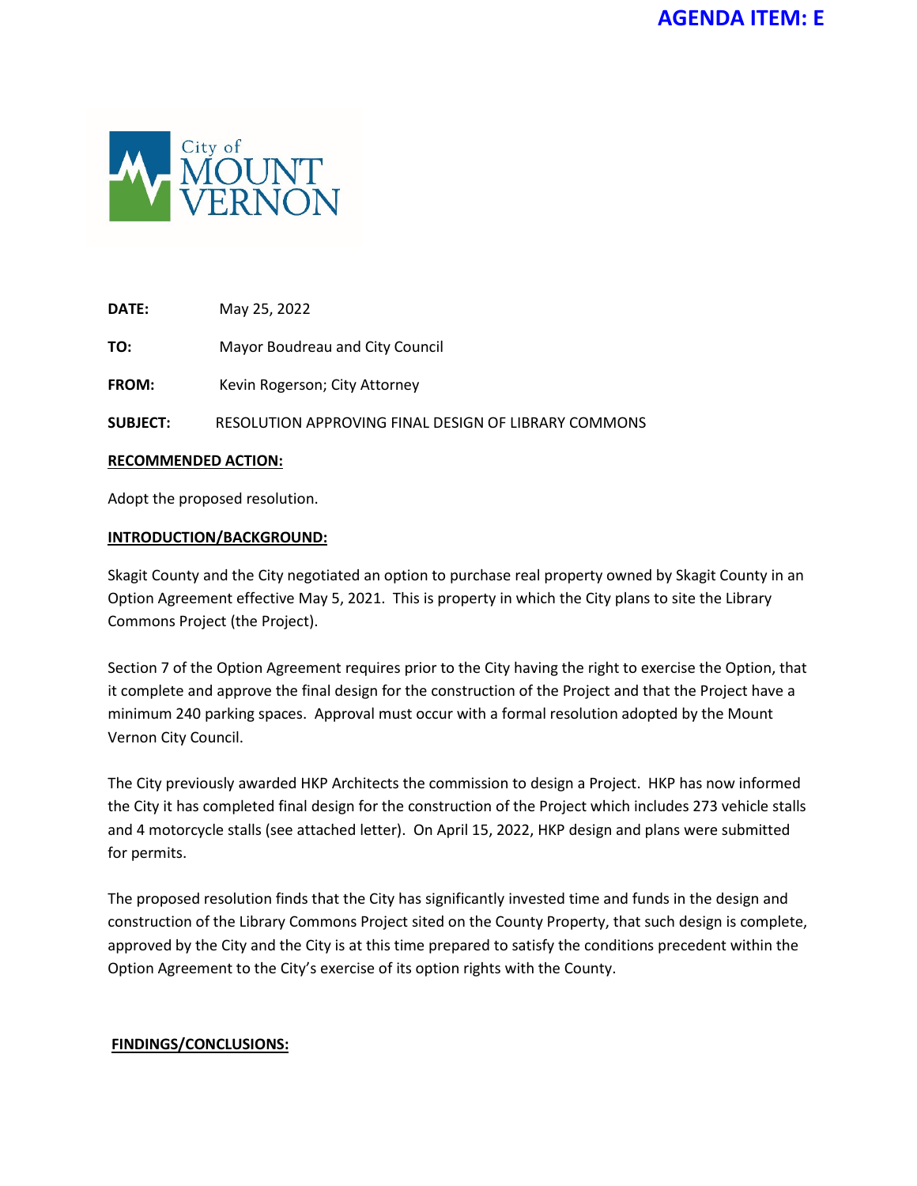**AGENDA ITEM: E**

City of MOUNT VERNON

**DATE:** May 25, 2022

**TO:** Mayor Boudreau and City Council

**FROM:** Kevin Rogerson; City Attorney

**SUBJECT:** RESOLUTION APPROVING FINAL DESIGN OF LIBRARY COMMONS

**RECOMMENDED ACTION:**

Adopt the proposed resolution.

**INTRODUCTION/BACKGROUND:**

Skagit County and the City negotiated an option to purchase real property owned by Skagit County in an Option Agreement effective May 5, 2021. This is property in which the City plans to site the Library Commons Project (the Project).

Section 7 of the Option Agreement requires prior to the City having the right to exercise the Option, that it complete and approve the final design for the construction of the Project and that the Project have a minimum 240 parking spaces. Approval must occur with a formal resolution adopted by the Mount Vernon City Council.

The City previously awarded HKP Architects the commission to design a Project. HKP has now informed the City it has completed final design for the construction of the Project which includes 273 vehicle stalls and 4 motorcycle stalls (see attached letter). On April 15, 2022, HKP design and plans were submitted for permits.

The proposed resolution finds that the City has significantly invested time and funds in the design and construction of the Library Commons Project sited on the County Property, that such design is complete, approved by the City and the City is at this time prepared to satisfy the conditions precedent within the Option Agreement to the City's exercise of its option rights with the County.

**FINDINGS/CONCLUSIONS:**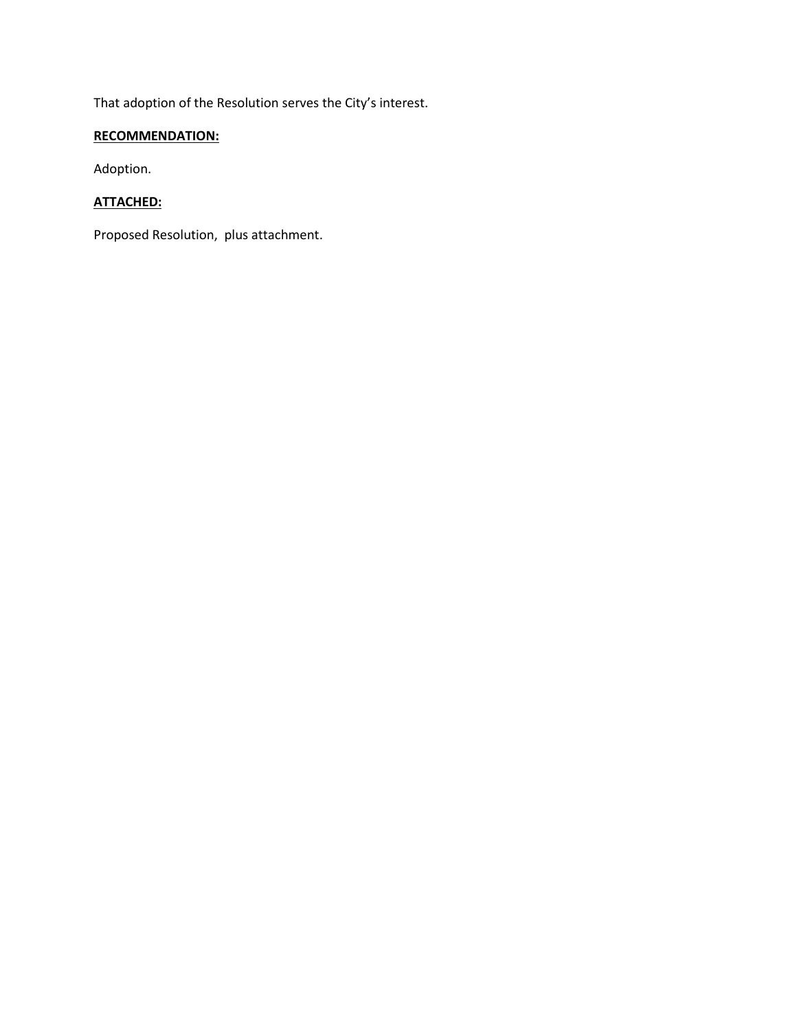That adoption of the Resolution serves the City's interest.

**RECOMMENDATION:**

Adoption.

**ATTACHED:**

Proposed Resolution, plus attachment.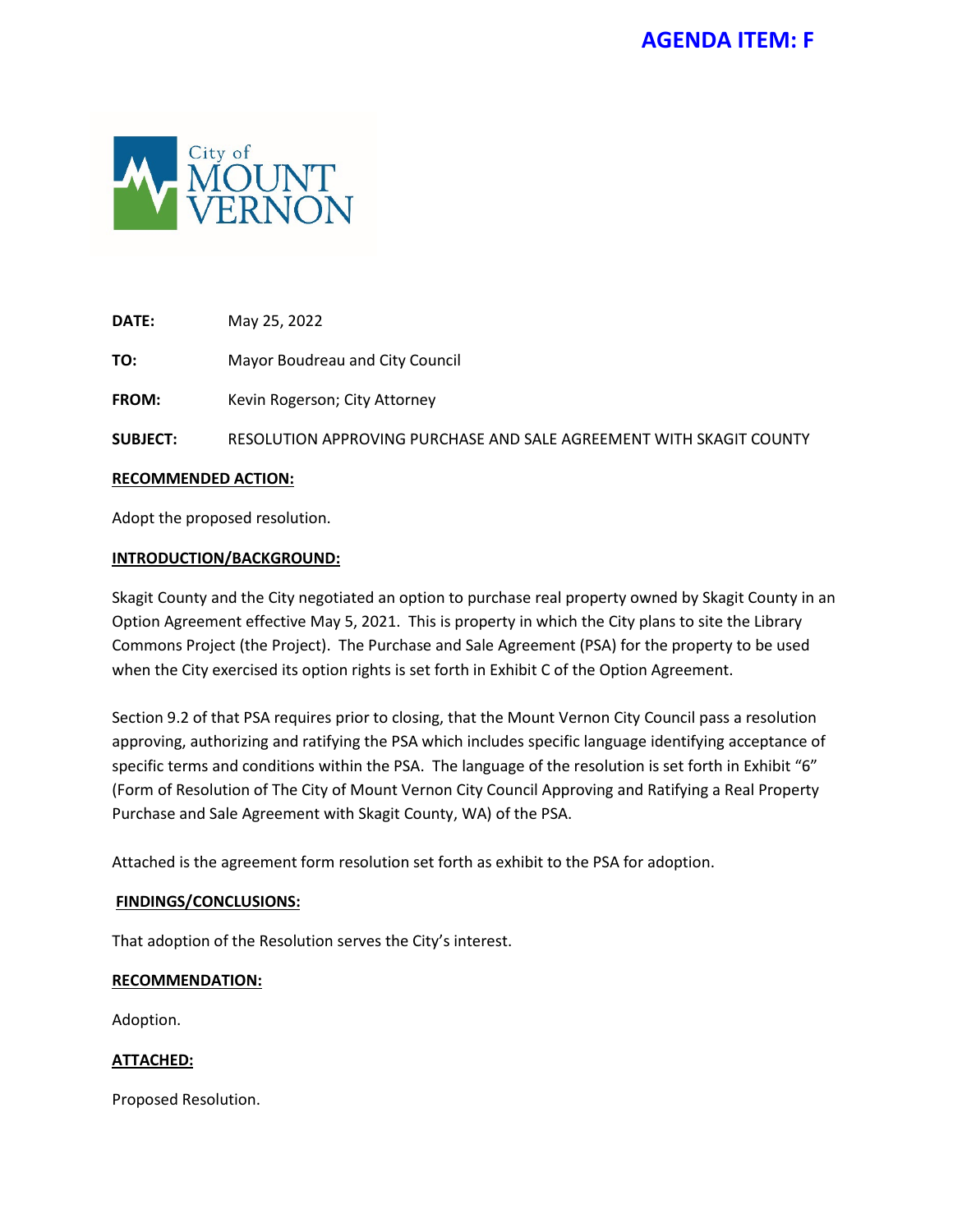**AGENDA ITEM: F**

City of MOUNT VERNON

**DATE:** May 25, 2022

**TO:** Mayor Boudreau and City Council

**FROM:** Kevin Rogerson; City Attorney

**SUBJECT:** RESOLUTION APPROVING PURCHASE AND SALE AGREEMENT WITH SKAGIT COUNTY

**RECOMMENDED ACTION:**

Adopt the proposed resolution.

**INTRODUCTION/BACKGROUND:**

Skagit County and the City negotiated an option to purchase real property owned by Skagit County in an Option Agreement effective May 5, 2021. This is property in which the City plans to site the Library Commons Project (the Project). The Purchase and Sale Agreement (PSA) for the property to be used when the City exercised its option rights is set forth in Exhibit C of the Option Agreement.

Section 9.2 of that PSA requires prior to closing, that the Mount Vernon City Council pass a resolution approving, authorizing and ratifying the PSA which includes specific language identifying acceptance of specific terms and conditions within the PSA. The language of the resolution is set forth in Exhibit "6" (Form of Resolution of The City of Mount Vernon City Council Approving and Ratifying a Real Property Purchase and Sale Agreement with Skagit County, WA) of the PSA.

Attached is the agreement form resolution set forth as exhibit to the PSA for adoption.

**FINDINGS/CONCLUSIONS:**

That adoption of the Resolution serves the City's interest.

**RECOMMENDATION:**

Adoption.

**ATTACHED:**

Proposed Resolution.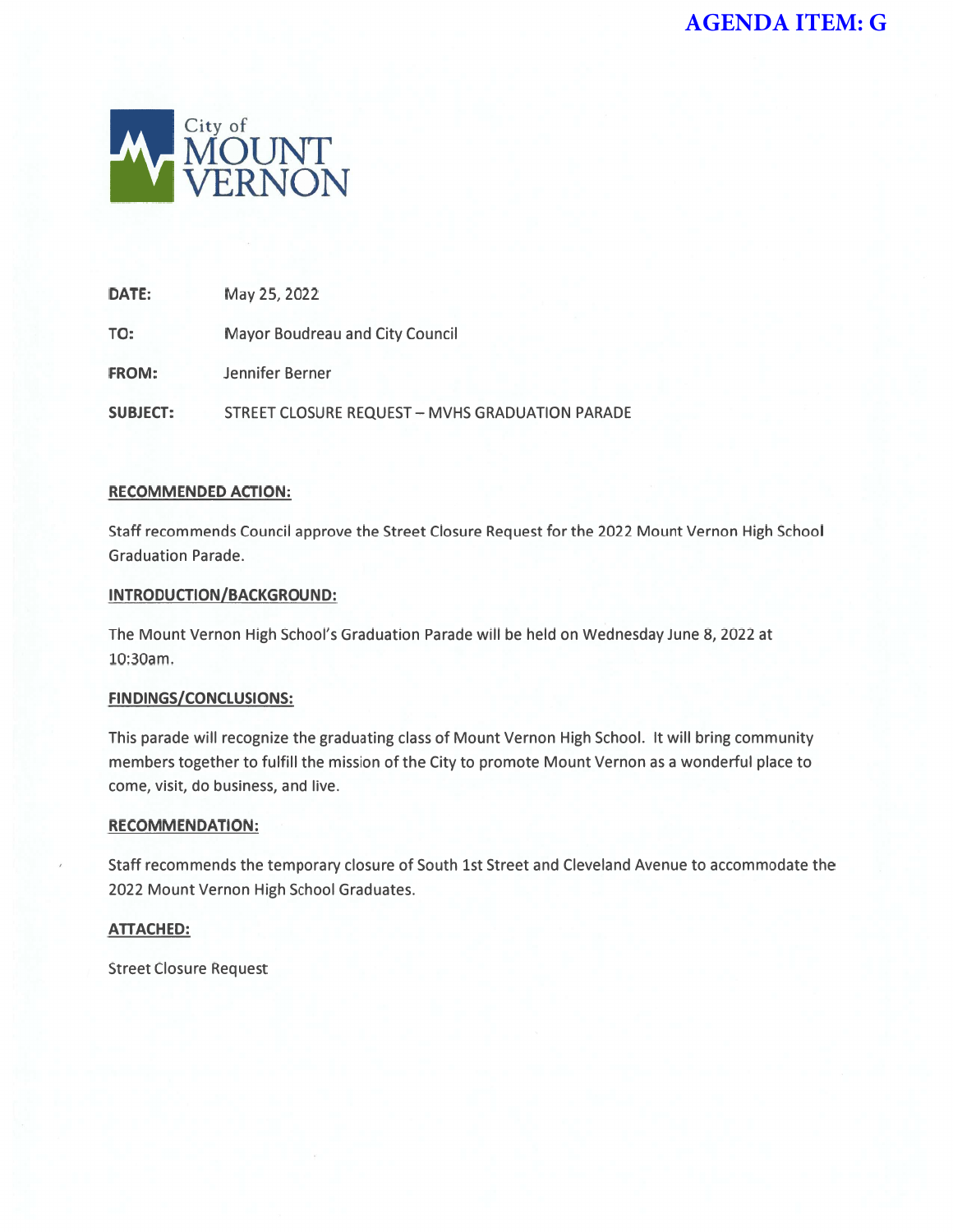**AGENDA ITEM: G**

City of MOUNT VERNON

| | |
|---|---|
| **DATE:** | May 25, 2022 |
| **TO:** | Mayor Boudreau and City Council |
| **FROM:** | Jennifer Berner |
| **SUBJECT:** | STREET CLOSURE REQUEST – MVHS GRADUATION PARADE |

**RECOMMENDED ACTION:**

Staff recommends Council approve the Street Closure Request for the 2022 Mount Vernon High School Graduation Parade.

**INTRODUCTION/BACKGROUND:**

The Mount Vernon High School's Graduation Parade will be held on Wednesday June 8, 2022 at 10:30am.

**FINDINGS/CONCLUSIONS:**

This parade will recognize the graduating class of Mount Vernon High School. It will bring community members together to fulfill the mission of the City to promote Mount Vernon as a wonderful place to come, visit, do business, and live.

**RECOMMENDATION:**

Staff recommends the temporary closure of South 1st Street and Cleveland Avenue to accommodate the 2022 Mount Vernon High School Graduates.

**ATTACHED:**

Street Closure Request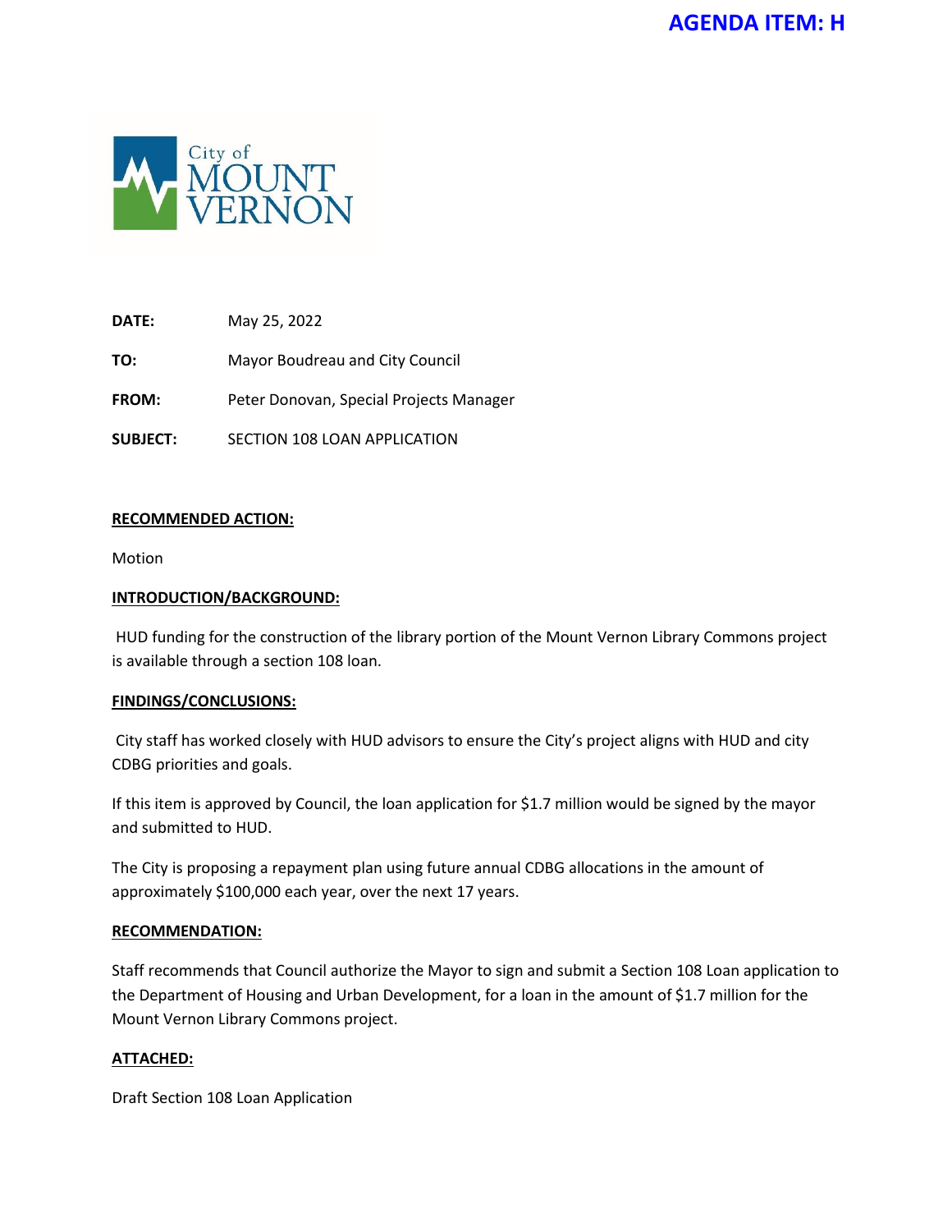**AGENDA ITEM: H**

City of MOUNT VERNON

**DATE:** May 25, 2022

**TO:** Mayor Boudreau and City Council

**FROM:** Peter Donovan, Special Projects Manager

**SUBJECT:** SECTION 108 LOAN APPLICATION

**RECOMMENDED ACTION:**

Motion

**INTRODUCTION/BACKGROUND:**

HUD funding for the construction of the library portion of the Mount Vernon Library Commons project is available through a section 108 loan.

**FINDINGS/CONCLUSIONS:**

City staff has worked closely with HUD advisors to ensure the City's project aligns with HUD and city CDBG priorities and goals.

If this item is approved by Council, the loan application for $1.7 million would be signed by the mayor and submitted to HUD.

The City is proposing a repayment plan using future annual CDBG allocations in the amount of approximately $100,000 each year, over the next 17 years.

**RECOMMENDATION:**

Staff recommends that Council authorize the Mayor to sign and submit a Section 108 Loan application to the Department of Housing and Urban Development, for a loan in the amount of $1.7 million for the Mount Vernon Library Commons project.

**ATTACHED:**

Draft Section 108 Loan Application